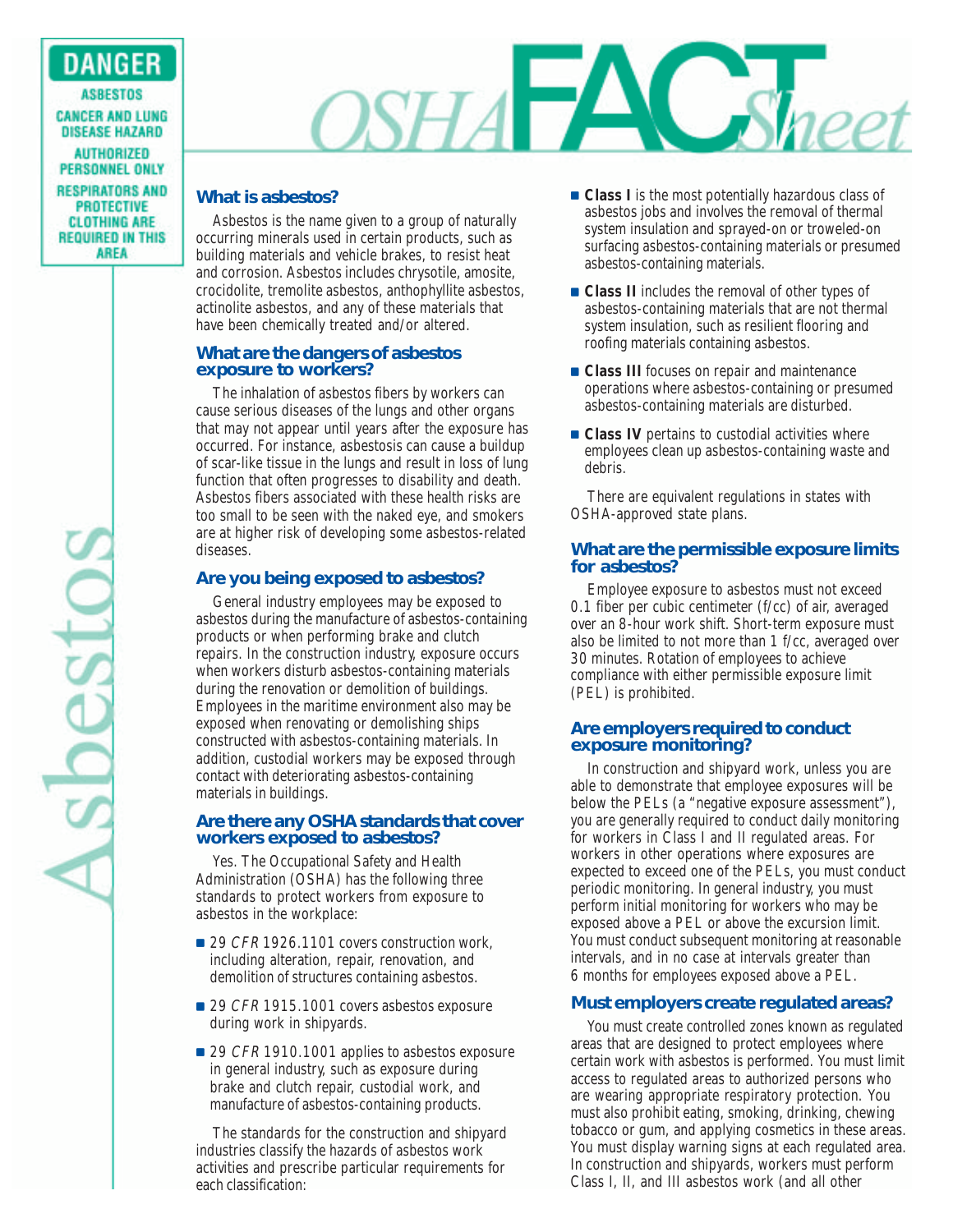DANGER

ASBESTOS

CANCER AND LUNG DISEASE HAZARD

AUTHORIZED PERSONNEL ONLY

RESPIRATORS AND PROTECTIVE CLOTHING ARE REQUIRED IN THIS AREA

# OSHA FACT Sheet

# Asbestos

## What is asbestos?

Asbestos is the name given to a group of naturally occurring minerals used in certain products, such as building materials and vehicle brakes, to resist heat and corrosion. Asbestos includes chrysotile, amosite, crocidolite, tremolite asbestos, anthophyllite asbestos, actinolite asbestos, and any of these materials that have been chemically treated and/or altered.

## What are the dangers of asbestos exposure to workers?

The inhalation of asbestos fibers by workers can cause serious diseases of the lungs and other organs that may not appear until years after the exposure has occurred. For instance, asbestosis can cause a buildup of scar-like tissue in the lungs and result in loss of lung function that often progresses to disability and death. Asbestos fibers associated with these health risks are too small to be seen with the naked eye, and smokers are at higher risk of developing some asbestos-related diseases.

## Are you being exposed to asbestos?

General industry employees may be exposed to asbestos during the manufacture of asbestos-containing products or when performing brake and clutch repairs. In the construction industry, exposure occurs when workers disturb asbestos-containing materials during the renovation or demolition of buildings. Employees in the maritime environment also may be exposed when renovating or demolishing ships constructed with asbestos-containing materials. In addition, custodial workers may be exposed through contact with deteriorating asbestos-containing materials in buildings.

## Are there any OSHA standards that cover workers exposed to asbestos?

Yes. The Occupational Safety and Health Administration (OSHA) has the following three standards to protect workers from exposure to asbestos in the workplace:

- 29 *CFR* 1926.1101 covers construction work, including alteration, repair, renovation, and demolition of structures containing asbestos.
- 29 *CFR* 1915.1001 covers asbestos exposure during work in shipyards.
- 29 *CFR* 1910.1001 applies to asbestos exposure in general industry, such as exposure during brake and clutch repair, custodial work, and manufacture of asbestos-containing products.

The standards for the construction and shipyard industries classify the hazards of asbestos work activities and prescribe particular requirements for each classification:

- **Class I** is the most potentially hazardous class of asbestos jobs and involves the removal of thermal system insulation and sprayed-on or troweled-on surfacing asbestos-containing materials or presumed asbestos-containing materials.
- **Class II** includes the removal of other types of asbestos-containing materials that are not thermal system insulation, such as resilient flooring and roofing materials containing asbestos.
- **Class III** focuses on repair and maintenance operations where asbestos-containing or presumed asbestos-containing materials are disturbed.
- **Class IV** pertains to custodial activities where employees clean up asbestos-containing waste and debris.

There are equivalent regulations in states with OSHA-approved state plans.

## What are the permissible exposure limits for asbestos?

Employee exposure to asbestos must not exceed 0.1 fiber per cubic centimeter (f/cc) of air, averaged over an 8-hour work shift. Short-term exposure must also be limited to not more than 1 f/cc, averaged over 30 minutes. Rotation of employees to achieve compliance with either permissible exposure limit (PEL) is prohibited.

## Are employers required to conduct exposure monitoring?

In construction and shipyard work, unless you are able to demonstrate that employee exposures will be below the PELs (a "negative exposure assessment"), you are generally required to conduct daily monitoring for workers in Class I and II regulated areas. For workers in other operations where exposures are expected to exceed one of the PELs, you must conduct periodic monitoring. In general industry, you must perform initial monitoring for workers who may be exposed above a PEL or above the excursion limit. You must conduct subsequent monitoring at reasonable intervals, and in no case at intervals greater than 6 months for employees exposed above a PEL.

## Must employers create regulated areas?

You must create controlled zones known as regulated areas that are designed to protect employees where certain work with asbestos is performed. You must limit access to regulated areas to authorized persons who are wearing appropriate respiratory protection. You must also prohibit eating, smoking, drinking, chewing tobacco or gum, and applying cosmetics in these areas. You must display warning signs at each regulated area. In construction and shipyards, workers must perform Class I, II, and III asbestos work (and all other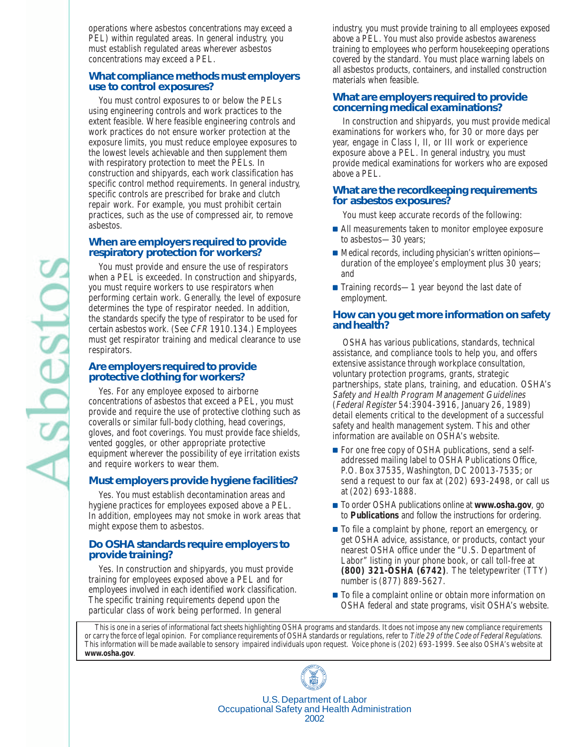operations where asbestos concentrations may exceed a PEL) within regulated areas. In general industry, you must establish regulated areas wherever asbestos concentrations may exceed a PEL.

### What compliance methods must employers use to control exposures?

You must control exposures to or below the PELs using engineering controls and work practices to the extent feasible. Where feasible engineering controls and work practices do not ensure worker protection at the exposure limits, you must reduce employee exposures to the lowest levels achievable and then supplement them with respiratory protection to meet the PELs. In construction and shipyards, each work classification has specific control method requirements. In general industry, specific controls are prescribed for brake and clutch repair work. For example, you must prohibit certain practices, such as the use of compressed air, to remove asbestos.

### When are employers required to provide respiratory protection for workers?

You must provide and ensure the use of respirators when a PEL is exceeded. In construction and shipyards, you must require workers to use respirators when performing certain work. Generally, the level of exposure determines the type of respirator needed. In addition, the standards specify the type of respirator to be used for certain asbestos work. (See *CFR* 1910.134.) Employees must get respirator training and medical clearance to use respirators.

### Are employers required to provide protective clothing for workers?

Yes. For any employee exposed to airborne concentrations of asbestos that exceed a PEL, you must provide and require the use of protective clothing such as coveralls or similar full-body clothing, head coverings, gloves, and foot coverings. You must provide face shields, vented goggles, or other appropriate protective equipment wherever the possibility of eye irritation exists and require workers to wear them.

### Must employers provide hygiene facilities?

Yes. You must establish decontamination areas and hygiene practices for employees exposed above a PEL. In addition, employees may not smoke in work areas that might expose them to asbestos.

### Do OSHA standards require employers to provide training?

Yes. In construction and shipyards, you must provide training for employees exposed above a PEL and for employees involved in each identified work classification. The specific training requirements depend upon the particular class of work being performed. In general industry, you must provide training to all employees exposed above a PEL. You must also provide asbestos awareness training to employees who perform housekeeping operations covered by the standard. You must place warning labels on all asbestos products, containers, and installed construction materials when feasible.

### What are employers required to provide concerning medical examinations?

In construction and shipyards, you must provide medical examinations for workers who, for 30 or more days per year, engage in Class I, II, or III work or experience exposure above a PEL. In general industry, you must provide medical examinations for workers who are exposed above a PEL.

### What are the recordkeeping requirements for asbestos exposures?

You must keep accurate records of the following:

- All measurements taken to monitor employee exposure to asbestos—30 years;
- Medical records, including physician's written opinions—duration of the employee's employment plus 30 years; and
- Training records—1 year beyond the last date of employment.

### How can you get more information on safety and health?

OSHA has various publications, standards, technical assistance, and compliance tools to help you, and offers extensive assistance through workplace consultation, voluntary protection programs, grants, strategic partnerships, state plans, training, and education. OSHA's *Safety and Health Program Management Guidelines* (*Federal Register* 54:3904-3916, January 26, 1989) detail elements critical to the development of a successful safety and health management system. This and other information are available on OSHA's website.

- For one free copy of OSHA publications, send a self-addressed mailing label to OSHA Publications Office, P.O. Box 37535, Washington, DC 20013-7535; or send a request to our fax at (202) 693-2498, or call us at (202) 693-1888.
- To order OSHA publications online at **www.osha.gov**, go to **Publications** and follow the instructions for ordering.
- To file a complaint by phone, report an emergency, or get OSHA advice, assistance, or products, contact your nearest OSHA office under the "U.S. Department of Labor" listing in your phone book, or call toll-free at **(800) 321-OSHA (6742)**. The teletypewriter (TTY) number is (877) 889-5627.
- To file a complaint online or obtain more information on OSHA federal and state programs, visit OSHA's website.

This is one in a series of informational fact sheets highlighting OSHA programs and standards. It does not impose any new compliance requirements or carry the force of legal opinion. For compliance requirements of OSHA standards or regulations, refer to *Title 29 of the Code of Federal Regulations*. This information will be made available to sensory impaired individuals upon request. Voice phone is (202) 693-1999. See also OSHA's website at **www.osha.gov**.

U.S. Department of Labor
Occupational Safety and Health Administration
2002